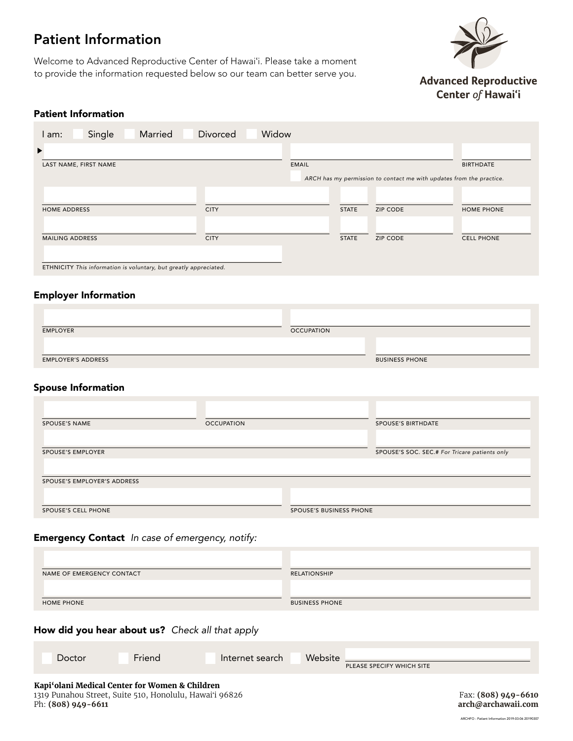# Patient Information

Welcome to Advanced Reproductive Center of Hawaiʻi. Please take a moment to provide the information requested below so our team can better serve you.

**Advanced Reproductive Center *of* Hawaiʻi**

## Patient Information

I am: ☐ Single ☐ Married ☐ Divorced ☐ Widow

| LAST NAME, FIRST NAME | EMAIL | BIRTHDATE |
|---|---|---|
| | | |

☐ *ARCH has my permission to contact me with updates from the practice.*

| HOME ADDRESS | CITY | STATE | ZIP CODE | HOME PHONE |
|---|---|---|---|---|
| | | | | |

| MAILING ADDRESS | CITY | STATE | ZIP CODE | CELL PHONE |
|---|---|---|---|---|
| | | | | |

ETHNICITY *This information is voluntary, but greatly appreciated.*

## Employer Information

| EMPLOYER | OCCUPATION |
|---|---|
| | |

| EMPLOYER'S ADDRESS | BUSINESS PHONE |
|---|---|
| | |

## Spouse Information

| SPOUSE'S NAME | OCCUPATION | SPOUSE'S BIRTHDATE |
|---|---|---|
| | | |

| SPOUSE'S EMPLOYER | SPOUSE'S SOC. SEC.# *For Tricare patients only* |
|---|---|
| | |

SPOUSE'S EMPLOYER'S ADDRESS

| SPOUSE'S CELL PHONE | SPOUSE'S BUSINESS PHONE |
|---|---|
| | |

## Emergency Contact *In case of emergency, notify:*

| NAME OF EMERGENCY CONTACT | RELATIONSHIP |
|---|---|
| | |

| HOME PHONE | BUSINESS PHONE |
|---|---|
| | |

## How did you hear about us? *Check all that apply*

☐ Doctor ☐ Friend ☐ Internet search ☐ Website ________ PLEASE SPECIFY WHICH SITE

**Kapiʻolani Medical Center for Women & Children**
1319 Punahou Street, Suite 510, Honolulu, Hawaiʻi 96826
Ph: **(808) 949-6611**

Fax: **(808) 949-6610**
**arch@archawaii.com**

ARCHFO - Patient Information 2019-03-06 20190307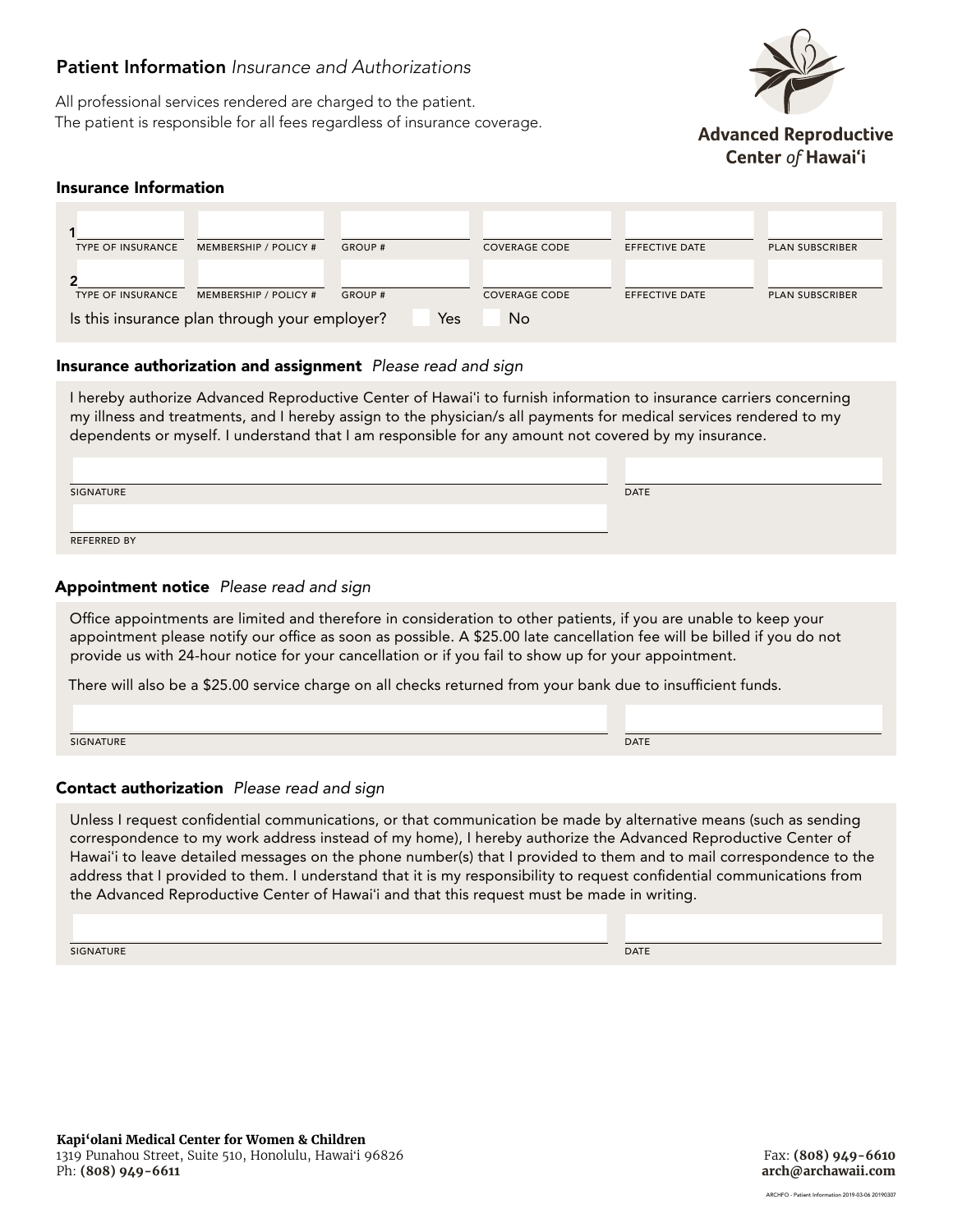## Patient Information *Insurance and Authorizations*

All professional services rendered are charged to the patient.
The patient is responsible for all fees regardless of insurance coverage.

**Advanced Reproductive Center *of* Hawaiʻi**

### Insurance Information

| | TYPE OF INSURANCE | MEMBERSHIP / POLICY # | GROUP # | COVERAGE CODE | EFFECTIVE DATE | PLAN SUBSCRIBER |
|---|---|---|---|---|---|---|
| 1 | | | | | | |
| 2 | | | | | | |

Is this insurance plan through your employer? ☐ Yes ☐ No

### Insurance authorization and assignment *Please read and sign*

I hereby authorize Advanced Reproductive Center of Hawaiʻi to furnish information to insurance carriers concerning my illness and treatments, and I hereby assign to the physician/s all payments for medical services rendered to my dependents or myself. I understand that I am responsible for any amount not covered by my insurance.

SIGNATURE ____________________ DATE ____________________

REFERRED BY ____________________

### Appointment notice *Please read and sign*

Office appointments are limited and therefore in consideration to other patients, if you are unable to keep your appointment please notify our office as soon as possible. A $25.00 late cancellation fee will be billed if you do not provide us with 24-hour notice for your cancellation or if you fail to show up for your appointment.

There will also be a $25.00 service charge on all checks returned from your bank due to insufficient funds.

SIGNATURE ____________________ DATE ____________________

### Contact authorization *Please read and sign*

Unless I request confidential communications, or that communication be made by alternative means (such as sending correspondence to my work address instead of my home), I hereby authorize the Advanced Reproductive Center of Hawaiʻi to leave detailed messages on the phone number(s) that I provided to them and to mail correspondence to the address that I provided to them. I understand that it is my responsibility to request confidential communications from the Advanced Reproductive Center of Hawaiʻi and that this request must be made in writing.

SIGNATURE ____________________ DATE ____________________

**Kapiʻolani Medical Center for Women & Children**
1319 Punahou Street, Suite 510, Honolulu, Hawaiʻi 96826
Ph: **(808) 949-6611**

Fax: **(808) 949-6610**
**arch@archawaii.com**

ARCHFO - Patient Information 2019-03-06 20190307